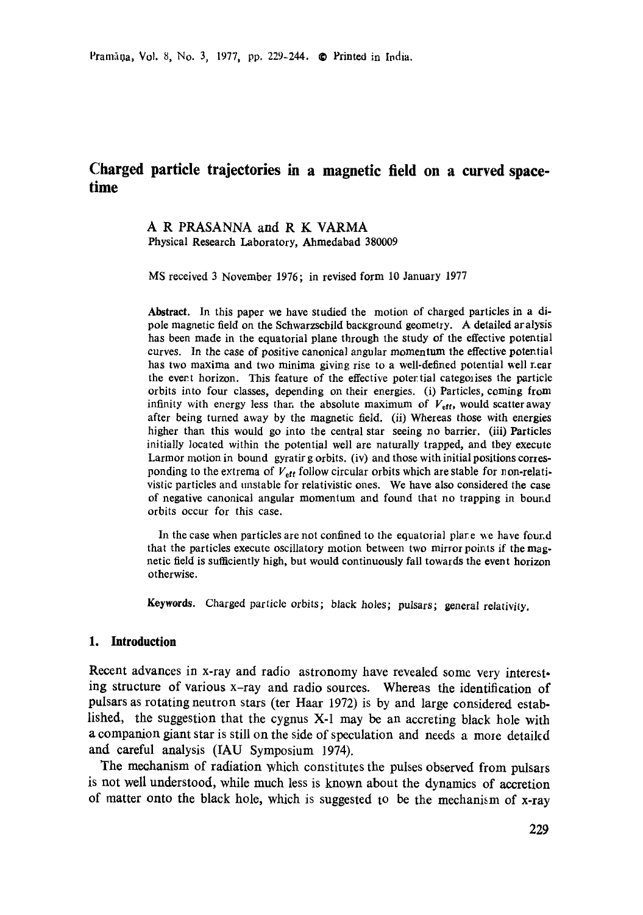# Charged particle trajectories in a magnetic field on a curved space-time

A R PRASANNA and R K VARMA
Physical Research Laboratory, Ahmedabad 380009

MS received 3 November 1976; in revised form 10 January 1977

**Abstract.** In this paper we have studied the motion of charged particles in a dipole magnetic field on the Schwarzschild background geometry. A detailed analysis has been made in the equatorial plane through the study of the effective potential curves. In the case of positive canonical angular momentum the effective potential has two maxima and two minima giving rise to a well-defined potential well near the event horizon. This feature of the effective potential categorises the particle orbits into four classes, depending on their energies. (i) Particles, coming from infinity with energy less than the absolute maximum of $V_{eff}$, would scatter away after being turned away by the magnetic field. (ii) Whereas those with energies higher than this would go into the central star seeing no barrier. (iii) Particles initially located within the potential well are naturally trapped, and they execute Larmor motion in bound gyrating orbits. (iv) and those with initial positions corresponding to the extrema of $V_{eff}$ follow circular orbits which are stable for non-relativistic particles and unstable for relativistic ones. We have also considered the case of negative canonical angular momentum and found that no trapping in bound orbits occur for this case.

In the case when particles are not confined to the equatorial plane we have found that the particles execute oscillatory motion between two mirror points if the magnetic field is sufficiently high, but would continuously fall towards the event horizon otherwise.

**Keywords.** Charged particle orbits; black holes; pulsars; general relativity.

## 1. Introduction

Recent advances in x-ray and radio astronomy have revealed some very interesting structure of various x-ray and radio sources. Whereas the identification of pulsars as rotating neutron stars (ter Haar 1972) is by and large considered established, the suggestion that the cygnus X-1 may be an accreting black hole with a companion giant star is still on the side of speculation and needs a more detailed and careful analysis (IAU Symposium 1974).

The mechanism of radiation which constitutes the pulses observed from pulsars is not well understood, while much less is known about the dynamics of accretion of matter onto the black hole, which is suggested to be the mechanism of x-ray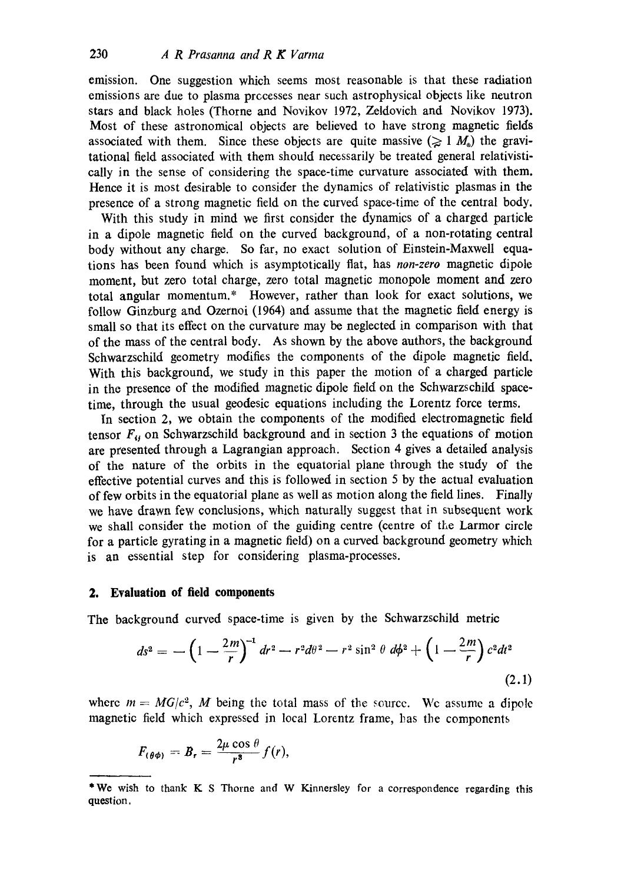emission. One suggestion which seems most reasonable is that these radiation emissions are due to plasma processes near such astrophysical objects like neutron stars and black holes (Thorne and Novikov 1972, Zeldovich and Novikov 1973). Most of these astronomical objects are believed to have strong magnetic fields associated with them. Since these objects are quite massive ($\gtrsim 1\ M_\odot$) the gravitational field associated with them should necessarily be treated general relativistically in the sense of considering the space-time curvature associated with them. Hence it is most desirable to consider the dynamics of relativistic plasmas in the presence of a strong magnetic field on the curved space-time of the central body.

With this study in mind we first consider the dynamics of a charged particle in a dipole magnetic field on the curved background, of a non-rotating central body without any charge. So far, no exact solution of Einstein-Maxwell equations has been found which is asymptotically flat, has *non-zero* magnetic dipole moment, but zero total charge, zero total magnetic monopole moment and zero total angular momentum.* However, rather than look for exact solutions, we follow Ginzburg and Ozernoi (1964) and assume that the magnetic field energy is small so that its effect on the curvature may be neglected in comparison with that of the mass of the central body. As shown by the above authors, the background Schwarzschild geometry modifies the components of the dipole magnetic field. With this background, we study in this paper the motion of a charged particle in the presence of the modified magnetic dipole field on the Schwarzschild space-time, through the usual geodesic equations including the Lorentz force terms.

In section 2, we obtain the components of the modified electromagnetic field tensor $F_{ij}$ on Schwarzschild background and in section 3 the equations of motion are presented through a Lagrangian approach. Section 4 gives a detailed analysis of the nature of the orbits in the equatorial plane through the study of the effective potential curves and this is followed in section 5 by the actual evaluation of few orbits in the equatorial plane as well as motion along the field lines. Finally we have drawn few conclusions, which naturally suggest that in subsequent work we shall consider the motion of the guiding centre (centre of the Larmor circle for a particle gyrating in a magnetic field) on a curved background geometry which is an essential step for considering plasma-processes.

## 2. Evaluation of field components

The background curved space-time is given by the Schwarzschild metric

$$ds^2 = -\left(1 - \frac{2m}{r}\right)^{-1} dr^2 - r^2 d\theta^2 - r^2 \sin^2\theta\, d\phi^2 + \left(1 - \frac{2m}{r}\right) c^2 dt^2 \tag{2.1}$$

where $m = MG/c^2$, $M$ being the total mass of the source. We assume a dipole magnetic field which expressed in local Lorentz frame, has the components

$$F_{(\theta\phi)} = B_r = \frac{2\mu \cos\theta}{r^3} f(r),$$

---

*We wish to thank K S Thorne and W Kinnersley for a correspondence regarding this question.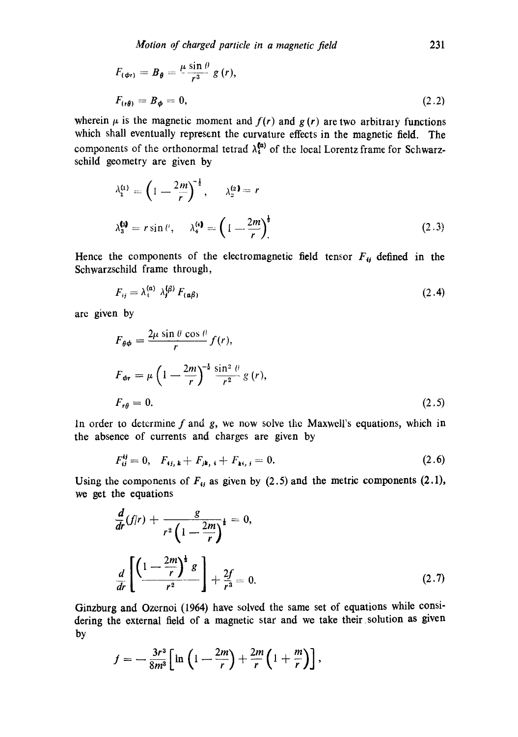$$F_{(\phi r)} = B_\theta = \frac{\mu \sin \theta}{r^3} g(r),$$

$$F_{(r\theta)} = B_\phi = 0, \tag{2.2}$$

wherein $\mu$ is the magnetic moment and $f(r)$ and $g(r)$ are two arbitrary functions which shall eventually represent the curvature effects in the magnetic field. The components of the orthonormal tetrad $\lambda_i^{(a)}$ of the local Lorentz frame for Schwarzschild geometry are given by

$$\lambda_1^{(1)} = \left(1 - \frac{2m}{r}\right)^{-\frac{1}{2}}, \quad \lambda_2^{(2)} = r$$

$$\lambda_3^{(3)} = r \sin \theta, \quad \lambda_4^{(4)} = \left(1 - \frac{2m}{r}\right)^{\frac{1}{2}}. \tag{2.3}$$

Hence the components of the electromagnetic field tensor $F_{ij}$ defined in the Schwarzschild frame through,

$$F_{ij} = \lambda_i^{(\alpha)} \lambda_j^{(\beta)} F_{(\alpha\beta)} \tag{2.4}$$

are given by

$$F_{\theta\phi} = \frac{2\mu \sin \theta \cos \theta}{r} f(r),$$

$$F_{\phi r} = \mu \left(1 - \frac{2m}{r}\right)^{-\frac{1}{2}} \frac{\sin^2 \theta}{r^2} g(r),$$

$$F_{r\theta} = 0. \tag{2.5}$$

In order to determine $f$ and $g$, we now solve the Maxwell's equations, which in the absence of currents and charges are given by

$$F_{ij}^{ij} = 0, \quad F_{ij,k} + F_{jk,i} + F_{ki,j} = 0. \tag{2.6}$$

Using the components of $F_{ij}$ as given by (2.5) and the metric components (2.1), we get the equations

$$\frac{d}{dr}(f/r) + \frac{g}{r^2\left(1 - \frac{2m}{r}\right)^{\frac{1}{2}}} = 0,$$

$$\frac{d}{dr}\left[\frac{\left(1 - \frac{2m}{r}\right)^{\frac{1}{2}} g}{r^2}\right] + \frac{2f}{r^3} = 0. \tag{2.7}$$

Ginzburg and Ozernoi (1964) have solved the same set of equations while considering the external field of a magnetic star and we take their solution as given by

$$f = -\frac{3r^3}{8m^3}\left[\ln\left(1 - \frac{2m}{r}\right) + \frac{2m}{r}\left(1 + \frac{m}{r}\right)\right],$$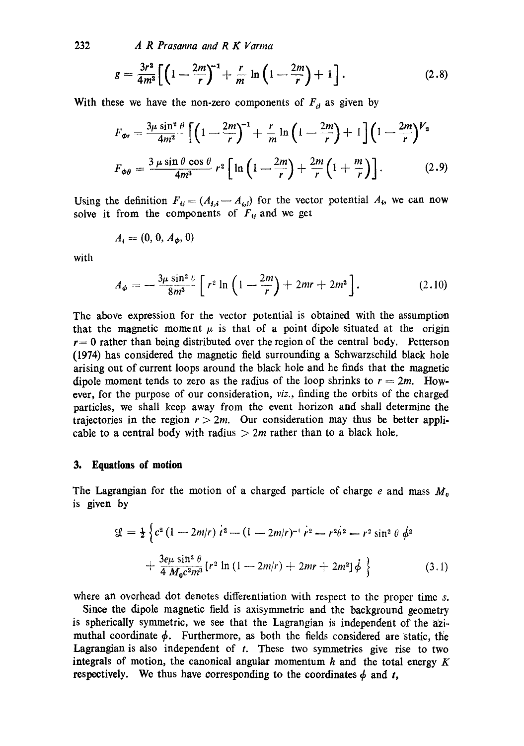$$g = \frac{3r^2}{4m^2}\left[\left(1-\frac{2m}{r}\right)^{-1} + \frac{r}{m}\ln\left(1-\frac{2m}{r}\right) + 1\right]. \tag{2.8}$$

With these we have the non-zero components of $F_{ij}$ as given by

$$F_{\phi r} = \frac{3\mu \sin^2\theta}{4m^2}\left[\left(1-\frac{2m}{r}\right)^{-1} + \frac{r}{m}\ln\left(1-\frac{2m}{r}\right) + 1\right]\left(1-\frac{2m}{r}\right)^{1/2}$$

$$F_{\phi\theta} = \frac{3\,\mu \sin\theta\cos\theta}{4m^3}\,r^2\left[\ln\left(1-\frac{2m}{r}\right) + \frac{2m}{r}\left(1+\frac{m}{r}\right)\right]. \tag{2.9}$$

Using the definition $F_{ij} = (A_{j,i} - A_{i,j})$ for the vector potential $A_i$, we can now solve it from the components of $F_{ij}$ and we get

$$A_i = (0, 0, A_\phi, 0)$$

with

$$A_\phi = -\frac{3\mu\sin^2\theta}{8m^3}\left[r^2\ln\left(1-\frac{2m}{r}\right) + 2mr + 2m^2\right]. \tag{2.10}$$

The above expression for the vector potential is obtained with the assumption that the magnetic moment $\mu$ is that of a point dipole situated at the origin $r = 0$ rather than being distributed over the region of the central body. Petterson (1974) has considered the magnetic field surrounding a Schwarzschild black hole arising out of current loops around the black hole and he finds that the magnetic dipole moment tends to zero as the radius of the loop shrinks to $r = 2m$. However, for the purpose of our consideration, *viz.*, finding the orbits of the charged particles, we shall keep away from the event horizon and shall determine the trajectories in the region $r > 2m$. Our consideration may thus be better applicable to a central body with radius $> 2m$ rather than to a black hole.

## 3. Equations of motion

The Lagrangian for the motion of a charged particle of charge $e$ and mass $M_0$ is given by

$$\mathcal{L} = \tfrac{1}{2}\Big\{c^2(1-2m/r)\,\dot{t}^2 - (1-2m/r)^{-1}\,\dot{r}^2 - r^2\dot{\theta}^2 - r^2\sin^2\theta\,\dot{\phi}^2$$
$$+ \frac{3e\mu\sin^2\theta}{4M_0c^2m^3}\left[r^2\ln(1-2m/r) + 2mr + 2m^2\right]\dot{\phi}\Big\} \tag{3.1}$$

where an overhead dot denotes differentiation with respect to the proper time $s$.

Since the dipole magnetic field is axisymmetric and the background geometry is spherically symmetric, we see that the Lagrangian is independent of the azimuthal coordinate $\phi$. Furthermore, as both the fields considered are static, the Lagrangian is also independent of $t$. These two symmetries give rise to two integrals of motion, the canonical angular momentum $h$ and the total energy $K$ respectively. We thus have corresponding to the coordinates $\phi$ and $t$,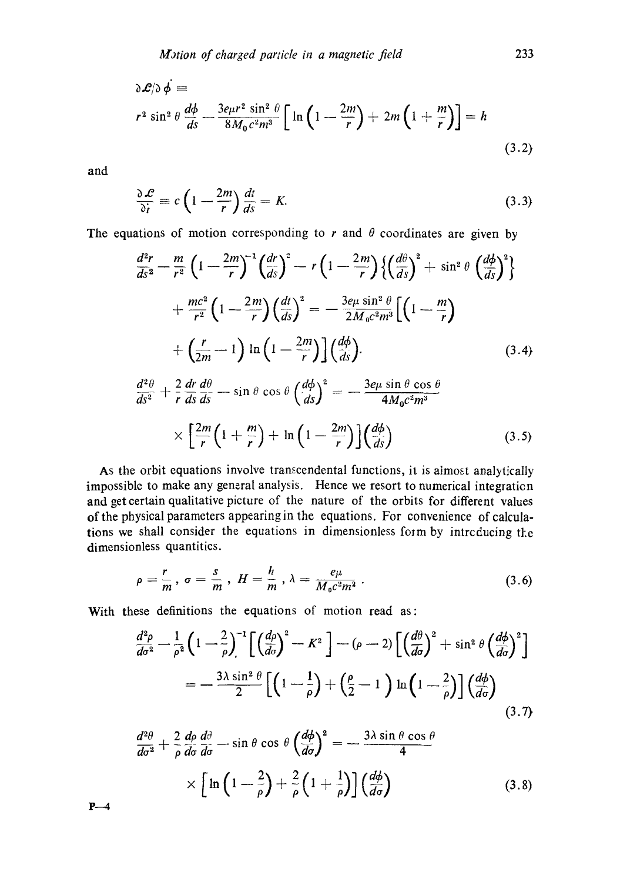$$\partial \mathcal{L}/\partial \dot{\phi} =$$

$$r^2 \sin^2 \theta \frac{d\phi}{ds} - \frac{3e\mu r^2 \sin^2 \theta}{8M_0 c^2 m^3} \left[ \ln\left(1 - \frac{2m}{r}\right) + 2m\left(1 + \frac{m}{r}\right) \right] = h \tag{3.2}$$

and

$$\frac{\partial \mathcal{L}}{\partial \dot{t}} \equiv c\left(1 - \frac{2m}{r}\right) \frac{dt}{ds} = K. \tag{3.3}$$

The equations of motion corresponding to $r$ and $\theta$ coordinates are given by

$$\frac{d^2r}{ds^2} - \frac{m}{r^2}\left(1 - \frac{2m}{r}\right)^{-1}\left(\frac{dr}{ds}\right)^2 - r\left(1 - \frac{2m}{r}\right)\left\{\left(\frac{d\theta}{ds}\right)^2 + \sin^2\theta\left(\frac{d\phi}{ds}\right)^2\right\}$$

$$+ \frac{mc^2}{r^2}\left(1 - \frac{2m}{r}\right)\left(\frac{dt}{ds}\right)^2 = -\frac{3e\mu \sin^2\theta}{2M_0 c^2 m^3}\left[\left(1 - \frac{m}{r}\right)\right.$$

$$\left. + \left(\frac{r}{2m} - 1\right) \ln\left(1 - \frac{2m}{r}\right)\right]\left(\frac{d\phi}{ds}\right). \tag{3.4}$$

$$\frac{d^2\theta}{ds^2} + \frac{2}{r}\frac{dr}{ds}\frac{d\theta}{ds} - \sin\theta\cos\theta\left(\frac{d\phi}{ds}\right)^2 = -\frac{3e\mu \sin\theta\cos\theta}{4M_0 c^2 m^3}$$

$$\times \left[\frac{2m}{r}\left(1 + \frac{m}{r}\right) + \ln\left(1 - \frac{2m}{r}\right)\right]\left(\frac{d\phi}{ds}\right) \tag{3.5}$$

As the orbit equations involve transcendental functions, it is almost analytically impossible to make any general analysis. Hence we resort to numerical integration and get certain qualitative picture of the nature of the orbits for different values of the physical parameters appearing in the equations. For convenience of calculations we shall consider the equations in dimensionless form by introducing the dimensionless quantities.

$$\rho = \frac{r}{m}, \ \sigma = \frac{s}{m}, \ H = \frac{h}{m}, \ \lambda = \frac{e\mu}{M_0 c^2 m^2}. \tag{3.6}$$

With these definitions the equations of motion read as:

$$\frac{d^2\rho}{d\sigma^2} - \frac{1}{\rho^2}\left(1 - \frac{2}{\rho}\right)^{-1}\left[\left(\frac{d\rho}{d\sigma}\right)^2 - K^2\right] - (\rho - 2)\left[\left(\frac{d\theta}{d\sigma}\right)^2 + \sin^2\theta\left(\frac{d\phi}{d\sigma}\right)^2\right]$$

$$= -\frac{3\lambda \sin^2\theta}{2}\left[\left(1 - \frac{1}{\rho}\right) + \left(\frac{\rho}{2} - 1\right)\ln\left(1 - \frac{2}{\rho}\right)\right]\left(\frac{d\phi}{d\sigma}\right) \tag{3.7}$$

$$\frac{d^2\theta}{d\sigma^2} + \frac{2}{\rho}\frac{d\rho}{d\sigma}\frac{d\theta}{d\sigma} - \sin\theta\cos\theta\left(\frac{d\phi}{d\sigma}\right)^2 = -\frac{3\lambda \sin\theta\cos\theta}{4}$$

$$\times \left[\ln\left(1 - \frac{2}{\rho}\right) + \frac{2}{\rho}\left(1 + \frac{1}{\rho}\right)\right]\left(\frac{d\phi}{d\sigma}\right) \tag{3.8}$$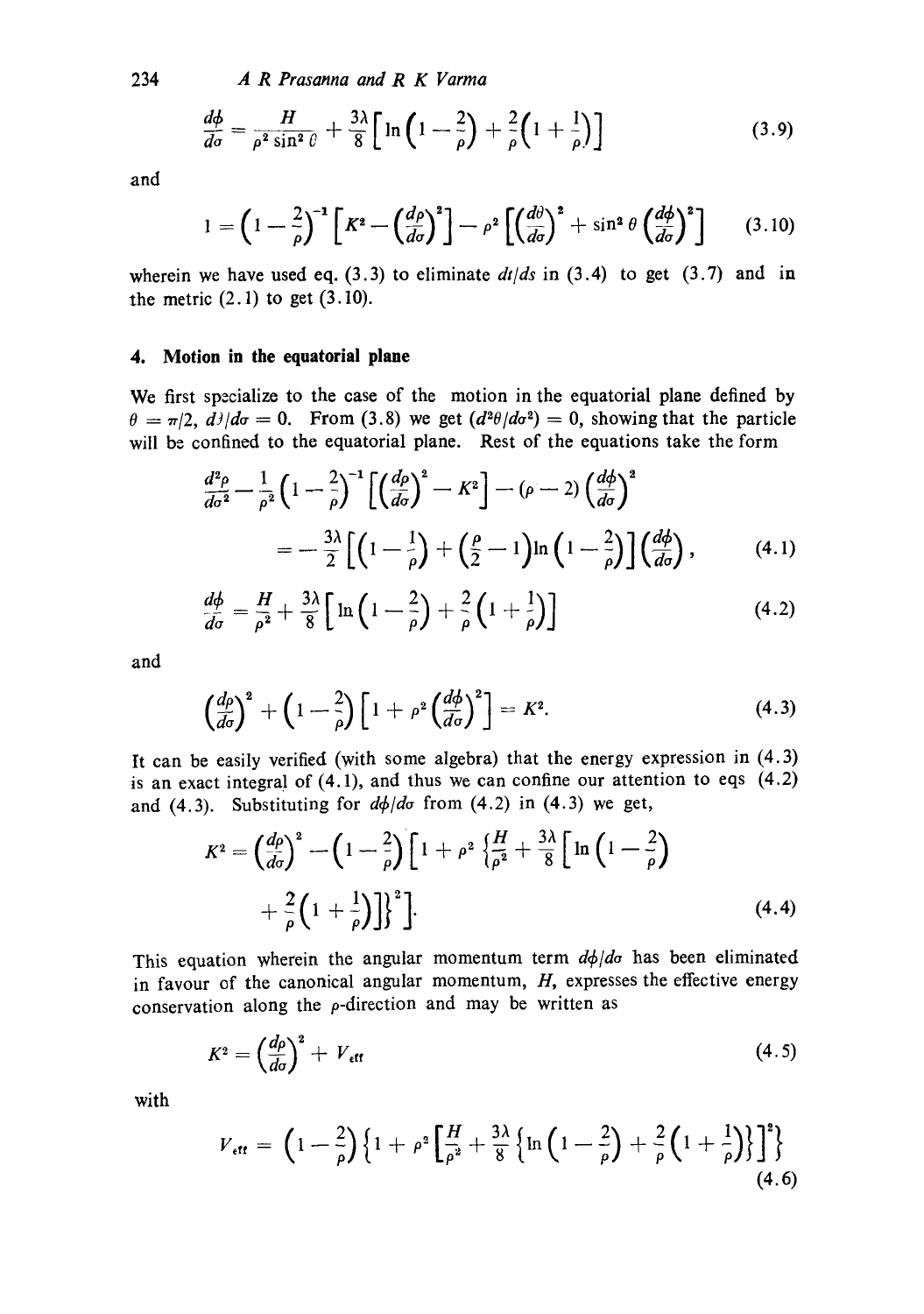$$\frac{d\phi}{d\sigma} = \frac{H}{\rho^2 \sin^2 \theta} + \frac{3\lambda}{8}\left[\ln\left(1 - \frac{2}{\rho}\right) + \frac{2}{\rho}\left(1 + \frac{1}{\rho}\right)\right] \tag{3.9}$$

and

$$1 = \left(1 - \frac{2}{\rho}\right)^{-1}\left[K^2 - \left(\frac{d\rho}{d\sigma}\right)^2\right] - \rho^2\left[\left(\frac{d\theta}{d\sigma}\right)^2 + \sin^2\theta\left(\frac{d\phi}{d\sigma}\right)^2\right] \tag{3.10}$$

wherein we have used eq. (3.3) to eliminate $dt/ds$ in (3.4) to get (3.7) and in the metric (2.1) to get (3.10).

## 4. Motion in the equatorial plane

We first specialize to the case of the motion in the equatorial plane defined by $\theta = \pi/2$, $d\theta/d\sigma = 0$. From (3.8) we get $(d^2\theta/d\sigma^2) = 0$, showing that the particle will be confined to the equatorial plane. Rest of the equations take the form

$$\frac{d^2\rho}{d\sigma^2} - \frac{1}{\rho^2}\left(1 - \frac{2}{\rho}\right)^{-1}\left[\left(\frac{d\rho}{d\sigma}\right)^2 - K^2\right] - (\rho - 2)\left(\frac{d\phi}{d\sigma}\right)^2$$
$$= -\frac{3\lambda}{2}\left[\left(1 - \frac{1}{\rho}\right) + \left(\frac{\rho}{2} - 1\right)\ln\left(1 - \frac{2}{\rho}\right)\right]\left(\frac{d\phi}{d\sigma}\right), \tag{4.1}$$

$$\frac{d\phi}{d\sigma} = \frac{H}{\rho^2} + \frac{3\lambda}{8}\left[\ln\left(1 - \frac{2}{\rho}\right) + \frac{2}{\rho}\left(1 + \frac{1}{\rho}\right)\right] \tag{4.2}$$

and

$$\left(\frac{d\rho}{d\sigma}\right)^2 + \left(1 - \frac{2}{\rho}\right)\left[1 + \rho^2\left(\frac{d\phi}{d\sigma}\right)^2\right] = K^2. \tag{4.3}$$

It can be easily verified (with some algebra) that the energy expression in (4.3) is an exact integral of (4.1), and thus we can confine our attention to eqs (4.2) and (4.3). Substituting for $d\phi/d\sigma$ from (4.2) in (4.3) we get,

$$K^2 = \left(\frac{d\rho}{d\sigma}\right)^2 - \left(1 - \frac{2}{\rho}\right)\left[1 + \rho^2\left\{\frac{H}{\rho^2} + \frac{3\lambda}{8}\left[\ln\left(1 - \frac{2}{\rho}\right) + \frac{2}{\rho}\left(1 + \frac{1}{\rho}\right)\right]\right\}^2\right]. \tag{4.4}$$

This equation wherein the angular momentum term $d\phi/d\sigma$ has been eliminated in favour of the canonical angular momentum, $H$, expresses the effective energy conservation along the $\rho$-direction and may be written as

$$K^2 = \left(\frac{d\rho}{d\sigma}\right)^2 + V_{\text{eff}} \tag{4.5}$$

with

$$V_{\text{eff}} = \left(1 - \frac{2}{\rho}\right)\left\{1 + \rho^2\left[\frac{H}{\rho^2} + \frac{3\lambda}{8}\left\{\ln\left(1 - \frac{2}{\rho}\right) + \frac{2}{\rho}\left(1 + \frac{1}{\rho}\right)\right\}\right]^2\right\} \tag{4.6}$$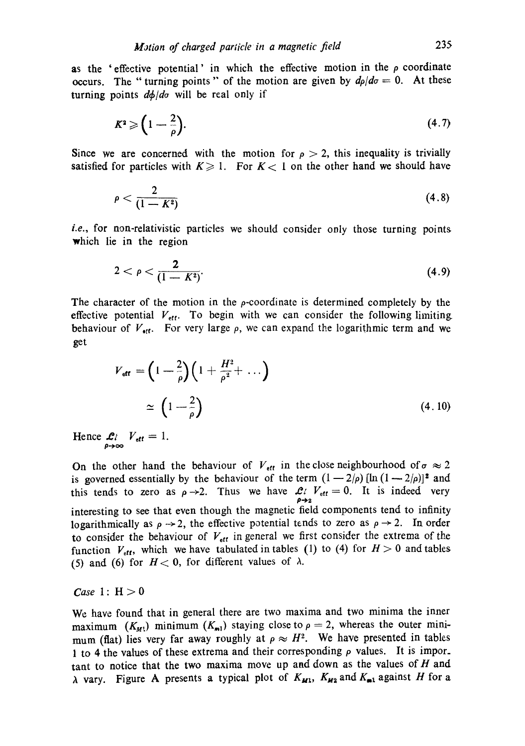as the 'effective potential' in which the effective motion in the $\rho$ coordinate occurs. The "turning points" of the motion are given by $d\rho/d\sigma = 0$. At these turning points $d\phi/d\sigma$ will be real only if

$$K^2 \geqslant \left(1 - \frac{2}{\rho}\right). \tag{4.7}$$

Since we are concerned with the motion for $\rho > 2$, this inequality is trivially satisfied for particles with $K \geqslant 1$. For $K < 1$ on the other hand we should have

$$\rho < \frac{2}{(1 - K^2)} \tag{4.8}$$

*i.e.*, for non-relativistic particles we should consider only those turning points which lie in the region

$$2 < \rho < \frac{2}{(1 - K^2)}. \tag{4.9}$$

The character of the motion in the $\rho$-coordinate is determined completely by the effective potential $V_{eff}$. To begin with we can consider the following limiting behaviour of $V_{eff}$. For very large $\rho$, we can expand the logarithmic term and we get

$$\begin{aligned} V_{eff} &= \left(1 - \frac{2}{\rho}\right)\left(1 + \frac{H^2}{\rho^2} + \ldots\right) \\ &\simeq \left(1 - \frac{2}{\rho}\right) \end{aligned} \tag{4.10}$$

Hence $\mathcal{L}t_{\rho \to \infty} \; V_{eff} = 1$.

On the other hand the behaviour of $V_{eff}$ in the close neighbourhood of $\sigma \approx 2$ is governed essentially by the behaviour of the term $(1 - 2/\rho)\,[\ln(1 - 2/\rho)]^2$ and this tends to zero as $\rho \to 2$. Thus we have $\mathcal{L}t_{\rho \to 2} \; V_{eff} = 0$. It is indeed very interesting to see that even though the magnetic field components tend to infinity logarithmically as $\rho \to 2$, the effective potential tends to zero as $\rho \to 2$. In order to consider the behaviour of $V_{eff}$ in general we first consider the extrema of the function $V_{eff}$, which we have tabulated in tables (1) to (4) for $H > 0$ and tables (5) and (6) for $H < 0$, for different values of $\lambda$.

*Case* 1: $H > 0$

We have found that in general there are two maxima and two minima the inner maximum $(K_{M1})$ minimum $(K_{m1})$ staying close to $\rho = 2$, whereas the outer minimum (flat) lies very far away roughly at $\rho \approx H^2$. We have presented in tables 1 to 4 the values of these extrema and their corresponding $\rho$ values. It is important to notice that the two maxima move up and down as the values of $H$ and $\lambda$ vary. Figure A presents a typical plot of $K_{M1}$, $K_{M2}$ and $K_{m1}$ against $H$ for a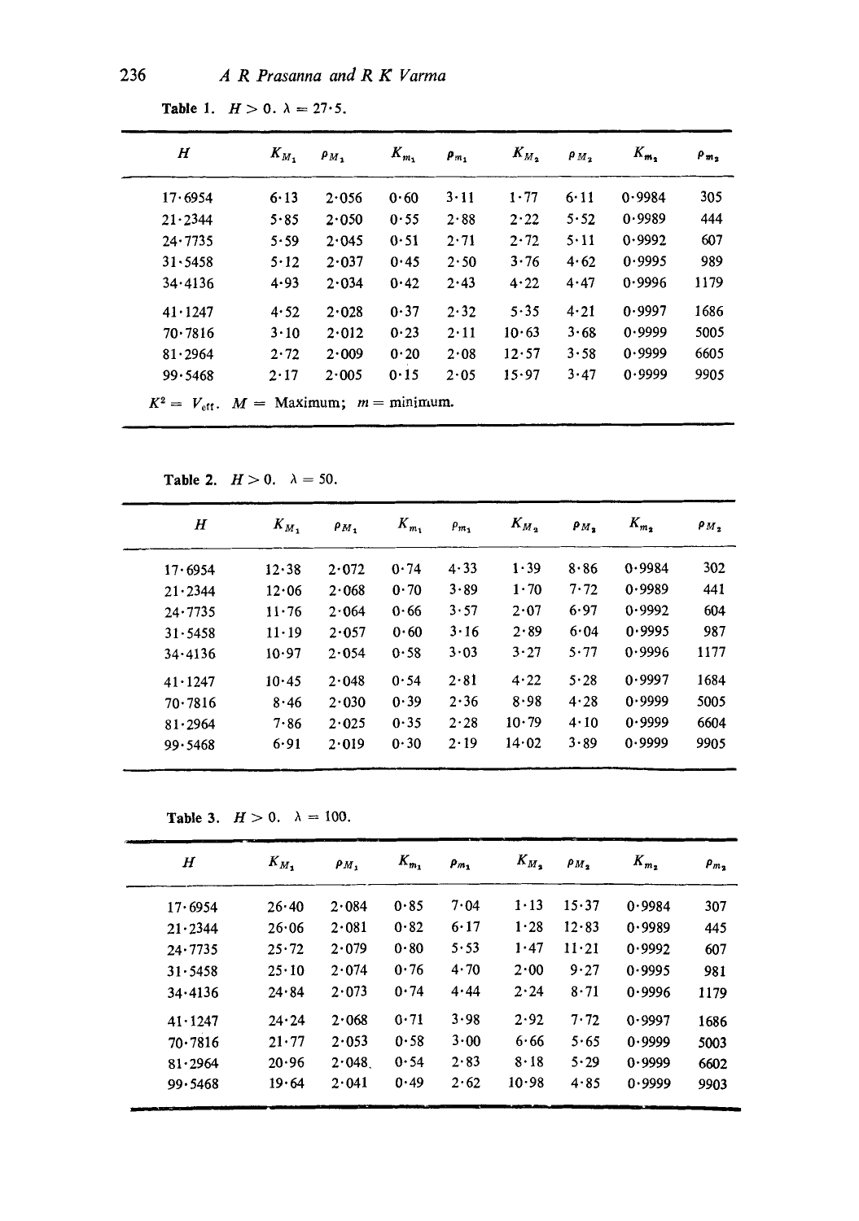**Table 1.** $H > 0$. $\lambda = 27{\cdot}5$.

| $H$ | $K_{M_1}$ | $\rho_{M_1}$ | $K_{m_1}$ | $\rho_{m_1}$ | $K_{M_2}$ | $\rho_{M_2}$ | $K_{m_2}$ | $\rho_{m_2}$ |
|---|---|---|---|---|---|---|---|---|
| 17·6954 | 6·13 | 2·056 | 0·60 | 3·11 | 1·77 | 6·11 | 0·9984 | 305 |
| 21·2344 | 5·85 | 2·050 | 0·55 | 2·88 | 2·22 | 5·52 | 0·9989 | 444 |
| 24·7735 | 5·59 | 2·045 | 0·51 | 2·71 | 2·72 | 5·11 | 0·9992 | 607 |
| 31·5458 | 5·12 | 2·037 | 0·45 | 2·50 | 3·76 | 4·62 | 0·9995 | 989 |
| 34·4136 | 4·93 | 2·034 | 0·42 | 2·43 | 4·22 | 4·47 | 0·9996 | 1179 |
| 41·1247 | 4·52 | 2·028 | 0·37 | 2·32 | 5·35 | 4·21 | 0·9997 | 1686 |
| 70·7816 | 3·10 | 2·012 | 0·23 | 2·11 | 10·63 | 3·68 | 0·9999 | 5005 |
| 81·2964 | 2·72 | 2·009 | 0·20 | 2·08 | 12·57 | 3·58 | 0·9999 | 6605 |
| 99·5468 | 2·17 | 2·005 | 0·15 | 2·05 | 15·97 | 3·47 | 0·9999 | 9905 |

$K^2 = V_{\text{eff}}$. $M$ = Maximum; $m$ = minimum.

**Table 2.** $H > 0$. $\lambda = 50$.

| $H$ | $K_{M_1}$ | $\rho_{M_1}$ | $K_{m_1}$ | $\rho_{m_1}$ | $K_{M_2}$ | $\rho_{M_2}$ | $K_{m_2}$ | $\rho_{M_2}$ |
|---|---|---|---|---|---|---|---|---|
| 17·6954 | 12·38 | 2·072 | 0·74 | 4·33 | 1·39 | 8·86 | 0·9984 | 302 |
| 21·2344 | 12·06 | 2·068 | 0·70 | 3·89 | 1·70 | 7·72 | 0·9989 | 441 |
| 24·7735 | 11·76 | 2·064 | 0·66 | 3·57 | 2·07 | 6·97 | 0·9992 | 604 |
| 31·5458 | 11·19 | 2·057 | 0·60 | 3·16 | 2·89 | 6·04 | 0·9995 | 987 |
| 34·4136 | 10·97 | 2·054 | 0·58 | 3·03 | 3·27 | 5·77 | 0·9996 | 1177 |
| 41·1247 | 10·45 | 2·048 | 0·54 | 2·81 | 4·22 | 5·28 | 0·9997 | 1684 |
| 70·7816 | 8·46 | 2·030 | 0·39 | 2·36 | 8·98 | 4·28 | 0·9999 | 5005 |
| 81·2964 | 7·86 | 2·025 | 0·35 | 2·28 | 10·79 | 4·10 | 0·9999 | 6604 |
| 99·5468 | 6·91 | 2·019 | 0·30 | 2·19 | 14·02 | 3·89 | 0·9999 | 9905 |

**Table 3.** $H > 0$. $\lambda = 100$.

| $H$ | $K_{M_1}$ | $\rho_{M_1}$ | $K_{m_1}$ | $\rho_{m_1}$ | $K_{M_2}$ | $\rho_{M_2}$ | $K_{m_2}$ | $\rho_{m_2}$ |
|---|---|---|---|---|---|---|---|---|
| 17·6954 | 26·40 | 2·084 | 0·85 | 7·04 | 1·13 | 15·37 | 0·9984 | 307 |
| 21·2344 | 26·06 | 2·081 | 0·82 | 6·17 | 1·28 | 12·83 | 0·9989 | 445 |
| 24·7735 | 25·72 | 2·079 | 0·80 | 5·53 | 1·47 | 11·21 | 0·9992 | 607 |
| 31·5458 | 25·10 | 2·074 | 0·76 | 4·70 | 2·00 | 9·27 | 0·9995 | 981 |
| 34·4136 | 24·84 | 2·073 | 0·74 | 4·44 | 2·24 | 8·71 | 0·9996 | 1179 |
| 41·1247 | 24·24 | 2·068 | 0·71 | 3·98 | 2·92 | 7·72 | 0·9997 | 1686 |
| 70·7816 | 21·77 | 2·053 | 0·58 | 3·00 | 6·66 | 5·65 | 0·9999 | 5003 |
| 81·2964 | 20·96 | 2·048 | 0·54 | 2·83 | 8·18 | 5·29 | 0·9999 | 6602 |
| 99·5468 | 19·64 | 2·041 | 0·49 | 2·62 | 10·98 | 4·85 | 0·9999 | 9903 |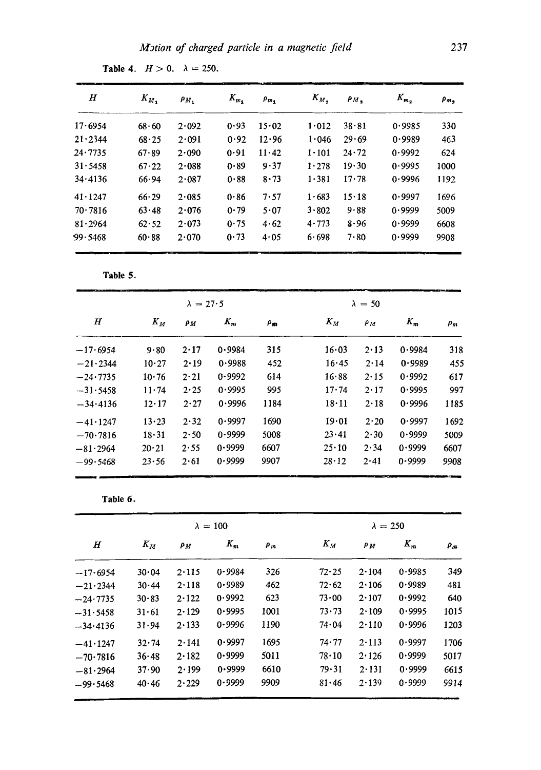Table 4. $H > 0$. $\lambda = 250$.

| $H$ | $K_{M_1}$ | $\rho_{M_1}$ | $K_{m_1}$ | $\rho_{m_1}$ | $K_{M_2}$ | $\rho_{M_2}$ | $K_{m_2}$ | $\rho_{m_2}$ |
|---|---|---|---|---|---|---|---|---|
| 17·6954 | 68·60 | 2·092 | 0·93 | 15·02 | 1·012 | 38·81 | 0·9985 | 330 |
| 21·2344 | 68·25 | 2·091 | 0·92 | 12·96 | 1·046 | 29·69 | 0·9989 | 463 |
| 24·7735 | 67·89 | 2·090 | 0·91 | 11·42 | 1·101 | 24·72 | 0·9992 | 624 |
| 31·5458 | 67·22 | 2·088 | 0·89 | 9·37 | 1·278 | 19·30 | 0·9995 | 1000 |
| 34·4136 | 66·94 | 2·087 | 0·88 | 8·73 | 1·381 | 17·78 | 0·9996 | 1192 |
| 41·1247 | 66·29 | 2·085 | 0·86 | 7·57 | 1·683 | 15·18 | 0·9997 | 1696 |
| 70·7816 | 63·48 | 2·076 | 0·79 | 5·07 | 3·802 | 9·88 | 0·9999 | 5009 |
| 81·2964 | 62·52 | 2·073 | 0·75 | 4·62 | 4·773 | 8·96 | 0·9999 | 6608 |
| 99·5468 | 60·88 | 2·070 | 0·73 | 4·05 | 6·698 | 7·80 | 0·9999 | 9908 |

Table 5.

| | $\lambda = 27\cdot5$ | | | | $\lambda = 50$ | | | |
|---|---|---|---|---|---|---|---|---|
| $H$ | $K_M$ | $\rho_M$ | $K_m$ | $\rho_m$ | $K_M$ | $\rho_M$ | $K_m$ | $\rho_m$ |
| −17·6954 | 9·80 | 2·17 | 0·9984 | 315 | 16·03 | 2·13 | 0·9984 | 318 |
| −21·2344 | 10·27 | 2·19 | 0·9988 | 452 | 16·45 | 2·14 | 0·9989 | 455 |
| −24·7735 | 10·76 | 2·21 | 0·9992 | 614 | 16·88 | 2·15 | 0·9992 | 617 |
| −31·5458 | 11·74 | 2·25 | 0·9995 | 995 | 17·74 | 2·17 | 0·9995 | 997 |
| −34·4136 | 12·17 | 2·27 | 0·9996 | 1184 | 18·11 | 2·18 | 0·9996 | 1185 |
| −41·1247 | 13·23 | 2·32 | 0·9997 | 1690 | 19·01 | 2·20 | 0·9997 | 1692 |
| −70·7816 | 18·31 | 2·50 | 0·9999 | 5008 | 23·41 | 2·30 | 0·9999 | 5009 |
| −81·2964 | 20·21 | 2·55 | 0·9999 | 6607 | 25·10 | 2·34 | 0·9999 | 6607 |
| −99·5468 | 23·56 | 2·61 | 0·9999 | 9907 | 28·12 | 2·41 | 0·9999 | 9908 |

Table 6.

| | $\lambda = 100$ | | | | $\lambda = 250$ | | | |
|---|---|---|---|---|---|---|---|---|
| $H$ | $K_M$ | $\rho_M$ | $K_m$ | $\rho_m$ | $K_M$ | $\rho_M$ | $K_m$ | $\rho_m$ |
| −17·6954 | 30·04 | 2·115 | 0·9984 | 326 | 72·25 | 2·104 | 0·9985 | 349 |
| −21·2344 | 30·44 | 2·118 | 0·9989 | 462 | 72·62 | 2·106 | 0·9989 | 481 |
| −24·7735 | 30·83 | 2·122 | 0·9992 | 623 | 73·00 | 2·107 | 0·9992 | 640 |
| −31·5458 | 31·61 | 2·129 | 0·9995 | 1001 | 73·73 | 2·109 | 0·9995 | 1015 |
| −34·4136 | 31·94 | 2·133 | 0·9996 | 1190 | 74·04 | 2·110 | 0·9996 | 1203 |
| −41·1247 | 32·74 | 2·141 | 0·9997 | 1695 | 74·77 | 2·113 | 0·9997 | 1706 |
| −70·7816 | 36·48 | 2·182 | 0·9999 | 5011 | 78·10 | 2·126 | 0·9999 | 5017 |
| −81·2964 | 37·90 | 2·199 | 0·9999 | 6610 | 79·31 | 2·131 | 0·9999 | 6615 |
| −99·5468 | 40·46 | 2·229 | 0·9999 | 9909 | 81·46 | 2·139 | 0·9999 | 9914 |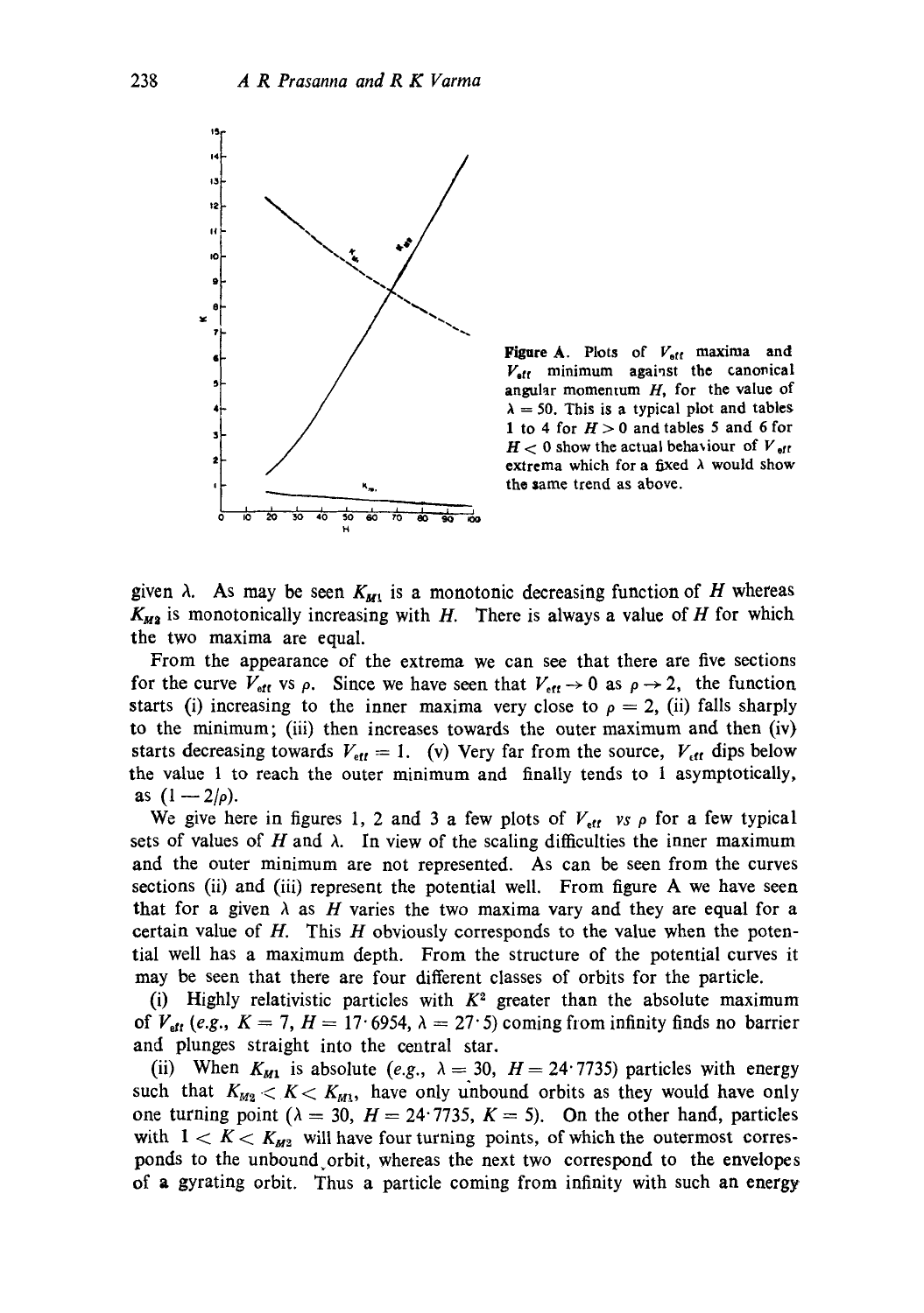**Figure A.** Plots of $V_{eff}$ maxima and $V_{eff}$ minimum against the canonical angular momentum $H$, for the value of $\lambda = 50$. This is a typical plot and tables 1 to 4 for $H > 0$ and tables 5 and 6 for $H < 0$ show the actual behaviour of $V_{eff}$ extrema which for a fixed $\lambda$ would show the same trend as above.

given $\lambda$. As may be seen $K_{M1}$ is a monotonic decreasing function of $H$ whereas $K_{M2}$ is monotonically increasing with $H$. There is always a value of $H$ for which the two maxima are equal.

From the appearance of the extrema we can see that there are five sections for the curve $V_{eff}$ vs $\rho$. Since we have seen that $V_{eff} \to 0$ as $\rho \to 2$, the function starts (i) increasing to the inner maxima very close to $\rho = 2$, (ii) falls sharply to the minimum; (iii) then increases towards the outer maximum and then (iv) starts decreasing towards $V_{eff} = 1$. (v) Very far from the source, $V_{eff}$ dips below the value 1 to reach the outer minimum and finally tends to 1 asymptotically, as $(1 - 2/\rho)$.

We give here in figures 1, 2 and 3 a few plots of $V_{eff}$ *vs* $\rho$ for a few typical sets of values of $H$ and $\lambda$. In view of the scaling difficulties the inner maximum and the outer minimum are not represented. As can be seen from the curves sections (ii) and (iii) represent the potential well. From figure A we have seen that for a given $\lambda$ as $H$ varies the two maxima vary and they are equal for a certain value of $H$. This $H$ obviously corresponds to the value when the potential well has a maximum depth. From the structure of the potential curves it may be seen that there are four different classes of orbits for the particle.

(i) Highly relativistic particles with $K^2$ greater than the absolute maximum of $V_{eff}$ (*e.g.*, $K = 7$, $H = 17 \cdot 6954$, $\lambda = 27 \cdot 5$) coming from infinity finds no barrier and plunges straight into the central star.

(ii) When $K_{M1}$ is absolute (*e.g.*, $\lambda = 30$, $H = 24 \cdot 7735$) particles with energy such that $K_{M2} < K < K_{M1}$, have only unbound orbits as they would have only one turning point ($\lambda = 30$, $H = 24 \cdot 7735$, $K = 5$). On the other hand, particles with $1 < K < K_{M2}$ will have four turning points, of which the outermost corresponds to the unbound orbit, whereas the next two correspond to the envelopes of a gyrating orbit. Thus a particle coming from infinity with such an energy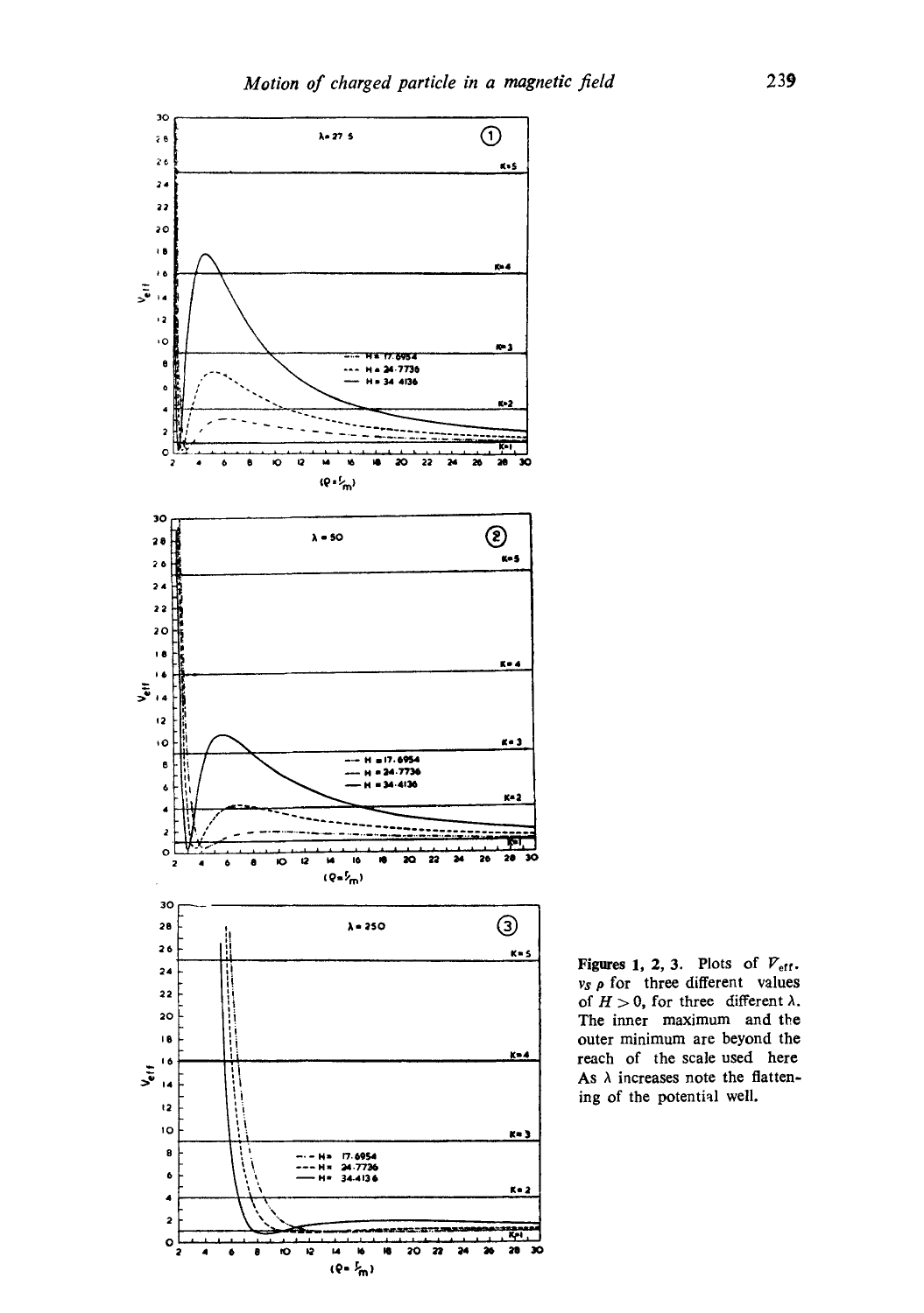Figures 1, 2, 3. Plots of $V_{eff}$. *vs* $\rho$ for three different values of $H > 0$, for three different $\lambda$. The inner maximum and the outer minimum are beyond the reach of the scale used here As $\lambda$ increases note the flattening of the potential well.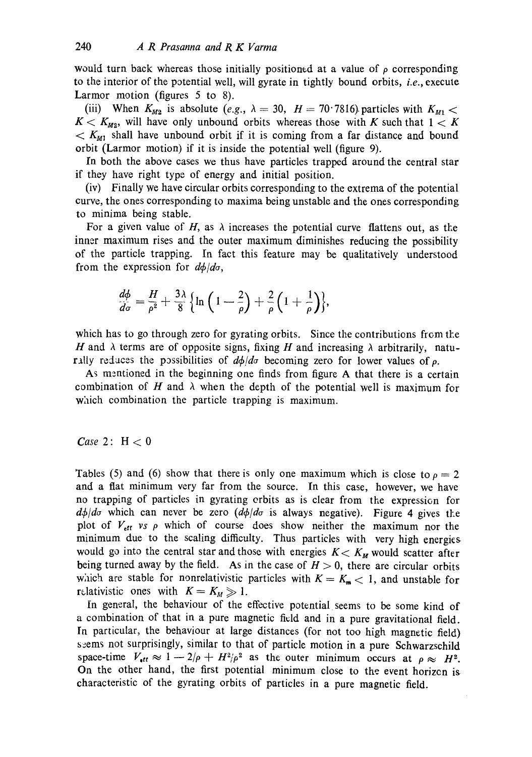would turn back whereas those initially positioned at a value of $\rho$ corresponding to the interior of the potential well, will gyrate in tightly bound orbits, *i.e.*, execute Larmor motion (figures 5 to 8).

(iii) When $K_{M2}$ is absolute (*e.g.*, $\lambda = 30$, $H = 70{\cdot}7816$) particles with $K_{M1} < K < K_{M2}$, will have only unbound orbits whereas those with $K$ such that $1 < K < K_{M1}$ shall have unbound orbit if it is coming from a far distance and bound orbit (Larmor motion) if it is inside the potential well (figure 9).

In both the above cases we thus have particles trapped around the central star if they have right type of energy and initial position.

(iv) Finally we have circular orbits corresponding to the extrema of the potential curve, the ones corresponding to maxima being unstable and the ones corresponding to minima being stable.

For a given value of $H$, as $\lambda$ increases the potential curve flattens out, as the inner maximum rises and the outer maximum diminishes reducing the possibility of the particle trapping. In fact this feature may be qualitatively understood from the expression for $d\phi/d\sigma$,

$$\frac{d\phi}{d\sigma} = \frac{H}{\rho^2} + \frac{3\lambda}{8}\left\{\ln\left(1-\frac{2}{\rho}\right) + \frac{2}{\rho}\left(1+\frac{1}{\rho}\right)\right\},$$

which has to go through zero for gyrating orbits. Since the contributions from the $H$ and $\lambda$ terms are of opposite signs, fixing $H$ and increasing $\lambda$ arbitrarily, naturally reduces the possibilities of $d\phi/d\sigma$ becoming zero for lower values of $\rho$.

As mentioned in the beginning one finds from figure A that there is a certain combination of $H$ and $\lambda$ when the depth of the potential well is maximum for which combination the particle trapping is maximum.

*Case* 2: $H < 0$

Tables (5) and (6) show that there is only one maximum which is close to $\rho = 2$ and a flat minimum very far from the source. In this case, however, we have no trapping of particles in gyrating orbits as is clear from the expression for $d\phi/d\sigma$ which can never be zero ($d\phi/d\sigma$ is always negative). Figure 4 gives the plot of $V_{eff}$ *vs* $\rho$ which of course does show neither the maximum nor the minimum due to the scaling difficulty. Thus particles with very high energies would go into the central star and those with energies $K < K_M$ would scatter after being turned away by the field. As in the case of $H > 0$, there are circular orbits which are stable for nonrelativistic particles with $K = K_m < 1$, and unstable for relativistic ones with $K = K_M \gg 1$.

In general, the behaviour of the effective potential seems to be some kind of a combination of that in a pure magnetic field and in a pure gravitational field. In particular, the behaviour at large distances (for not too high magnetic field) seems not surprisingly, similar to that of particle motion in a pure Schwarzschild space-time $V_{eff} \approx 1 - 2/\rho + H^2/\rho^2$ as the outer minimum occurs at $\rho \approx H^2$. On the other hand, the first potential minimum close to the event horizon is characteristic of the gyrating orbits of particles in a pure magnetic field.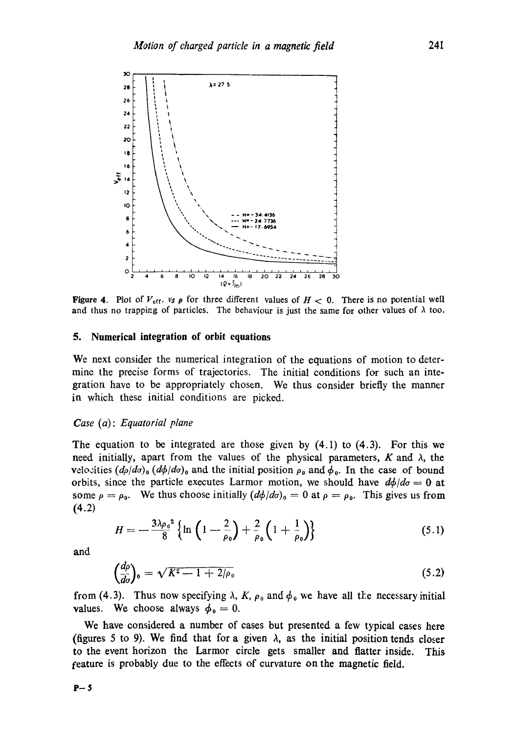**Figure 4.** Plot of $V_{\text{eff}}$. *vs* $\rho$ for three different values of $H < 0$. There is no potential well and thus no trapping of particles. The behaviour is just the same for other values of $\lambda$ too.

## 5. Numerical integration of orbit equations

We next consider the numerical integration of the equations of motion to determine the precise forms of trajectories. The initial conditions for such an integration have to be appropriately chosen. We thus consider briefly the manner in which these initial conditions are picked.

### *Case (a): Equatorial plane*

The equation to be integrated are those given by (4.1) to (4.3). For this we need initially, apart from the values of the physical parameters, $K$ and $\lambda$, the velocities $(d\rho/d\sigma)_0$ $(d\phi/d\sigma)_0$ and the initial position $\rho_0$ and $\phi_0$. In the case of bound orbits, since the particle executes Larmor motion, we should have $d\phi/d\sigma = 0$ at some $\rho = \rho_0$. We thus choose initially $(d\phi/d\sigma)_0 = 0$ at $\rho = \rho_0$. This gives us from (4.2)

$$H = -\frac{3\lambda\rho_0^2}{8}\left\{\ln\left(1-\frac{2}{\rho_0}\right)+\frac{2}{\rho_0}\left(1+\frac{1}{\rho_0}\right)\right\} \tag{5.1}$$

and

$$\left(\frac{d\rho}{d\sigma}\right)_0 = \sqrt{K^2 - 1 + 2/\rho_0} \tag{5.2}$$

from (4.3). Thus now specifying $\lambda$, $K$, $\rho_0$ and $\phi_0$ we have all the necessary initial values. We choose always $\phi_0 = 0$.

We have considered a number of cases but presented a few typical cases here (figures 5 to 9). We find that for a given $\lambda$, as the initial position tends closer to the event horizon the Larmor circle gets smaller and flatter inside. This feature is probably due to the effects of curvature on the magnetic field.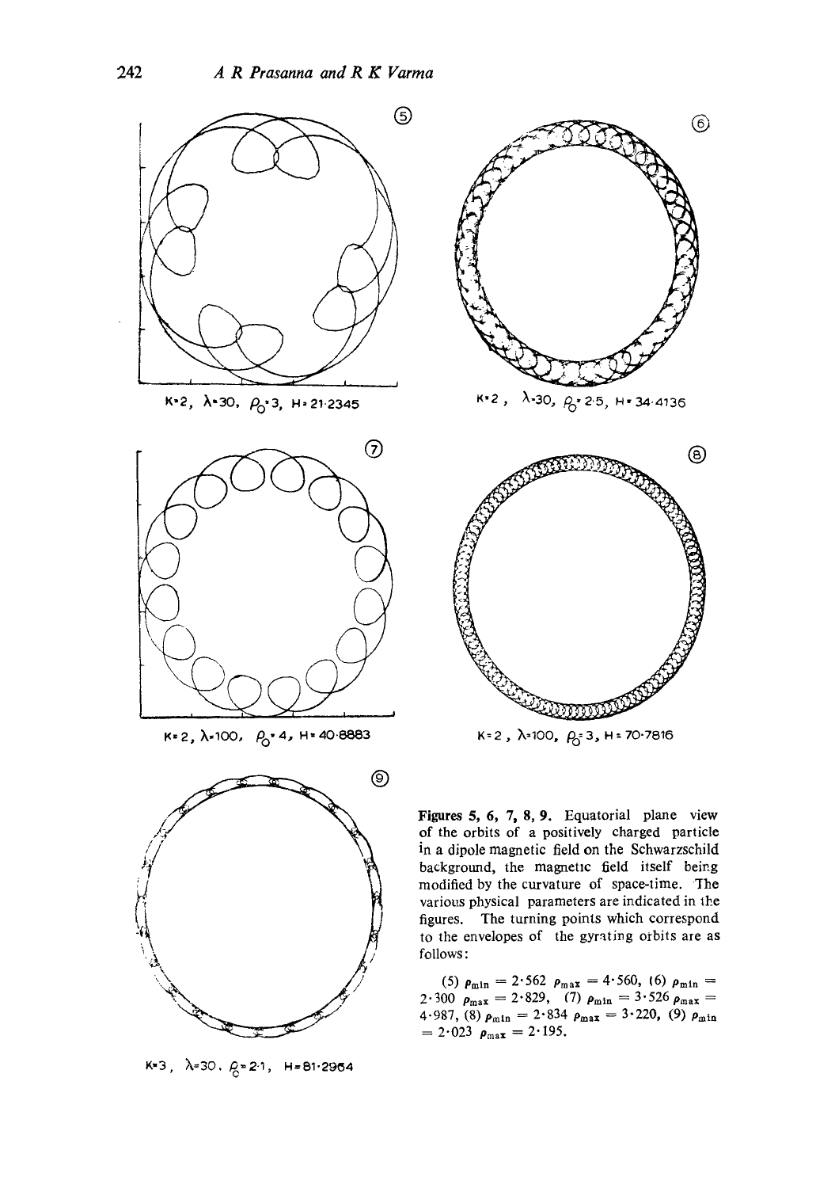⑤

K=2, λ=30, $\rho_0$=3, H=21·2345

⑥

K=2, λ=30, $\rho_0$=2·5, H=34·4136

⑦

K=2, λ=100, $\rho_0$=4, H=40·8883

⑧

K=2, λ=100, $\rho_0$=3, H=70·7816

⑨

K=3, λ=30, $\rho_0$=2·1, H=81·2964

**Figures 5, 6, 7, 8, 9.** Equatorial plane view of the orbits of a positively charged particle in a dipole magnetic field on the Schwarzschild background, the magnetic field itself being modified by the curvature of space-time. The various physical parameters are indicated in the figures. The turning points which correspond to the envelopes of the gyrating orbits are as follows:

(5) $\rho_{\min} = 2{\cdot}562$ $\rho_{\max} = 4{\cdot}560$, (6) $\rho_{\min} = 2{\cdot}300$ $\rho_{\max} = 2{\cdot}829$, (7) $\rho_{\min} = 3{\cdot}526$ $\rho_{\max} = 4{\cdot}987$, (8) $\rho_{\min} = 2{\cdot}834$ $\rho_{\max} = 3{\cdot}220$, (9) $\rho_{\min} = 2{\cdot}023$ $\rho_{\max} = 2{\cdot}195$.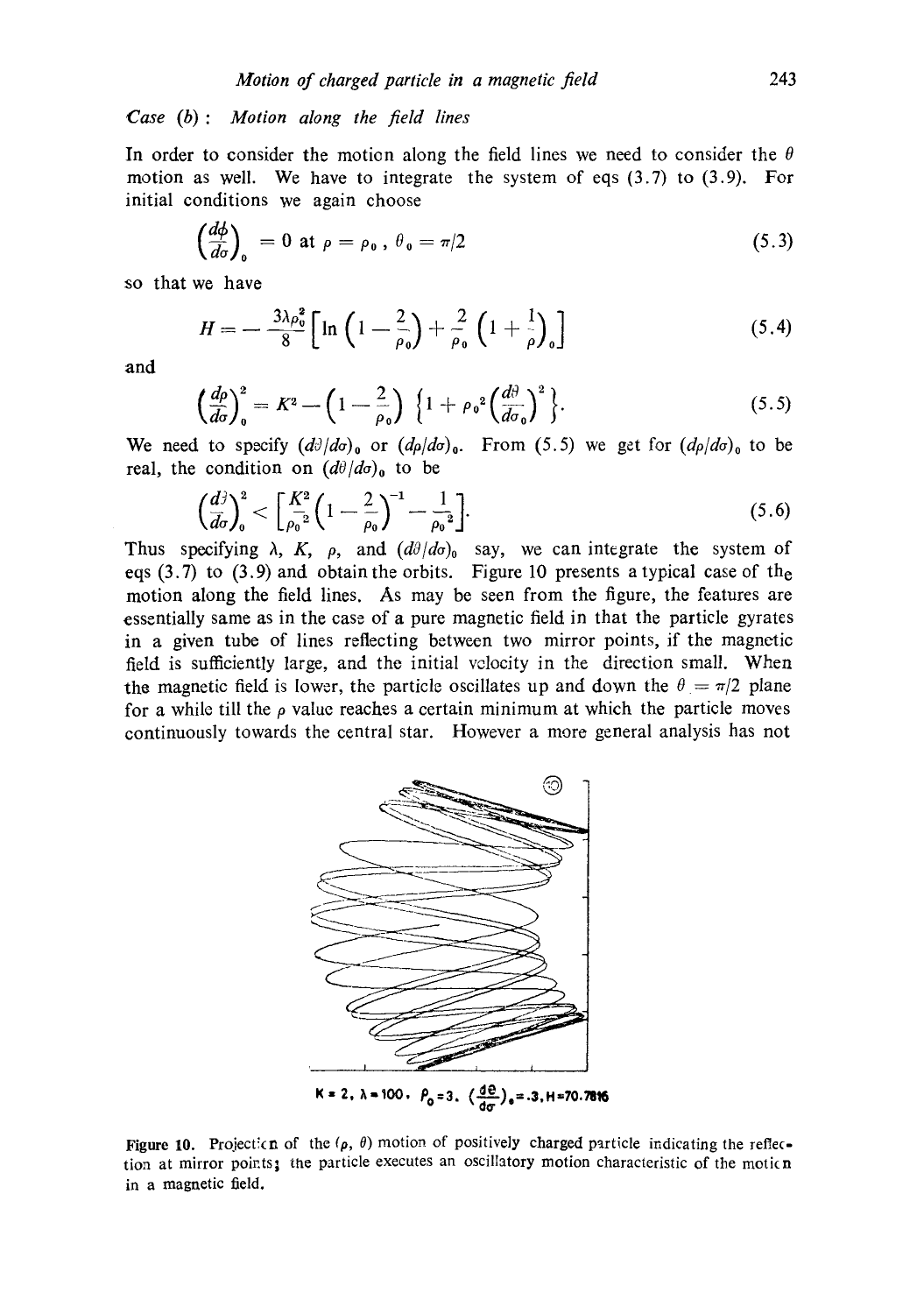*Case (b) : Motion along the field lines*

In order to consider the motion along the field lines we need to consider the $\theta$ motion as well. We have to integrate the system of eqs (3.7) to (3.9). For initial conditions we again choose

$$\left(\frac{d\phi}{d\sigma}\right)_0 = 0 \text{ at } \rho = \rho_0 ,\ \theta_0 = \pi/2 \tag{5.3}$$

so that we have

$$H = -\frac{3\lambda\rho_0^2}{8}\left[\ln\left(1-\frac{2}{\rho_0}\right)+\frac{2}{\rho_0}\left(1+\frac{1}{\rho}\right)_0\right] \tag{5.4}$$

and

$$\left(\frac{d\rho}{d\sigma}\right)_0^2 = K^2 - \left(1-\frac{2}{\rho_0}\right)\left\{1+\rho_0^2\left(\frac{d\theta}{d\sigma_0}\right)^2\right\}. \tag{5.5}$$

We need to specify $(d\theta/d\sigma)_0$ or $(d\rho/d\sigma)_0$. From (5.5) we get for $(d\rho/d\sigma)_0$ to be real, the condition on $(d\theta/d\sigma)_0$ to be

$$\left(\frac{d\theta}{d\sigma}\right)_0^2 < \left[\frac{K^2}{\rho_0^2}\left(1-\frac{2}{\rho_0}\right)^{-1} - \frac{1}{\rho_0^2}\right]. \tag{5.6}$$

Thus specifying $\lambda$, $K$, $\rho$, and $(d\theta/d\sigma)_0$ say, we can integrate the system of eqs (3.7) to (3.9) and obtain the orbits. Figure 10 presents a typical case of the motion along the field lines. As may be seen from the figure, the features are essentially same as in the case of a pure magnetic field in that the particle gyrates in a given tube of lines reflecting between two mirror points, if the magnetic field is sufficiently large, and the initial velocity in the direction small. When the magnetic field is lower, the particle oscillates up and down the $\theta = \pi/2$ plane for a while till the $\rho$ value reaches a certain minimum at which the particle moves continuously towards the central star. However a more general analysis has not

$K = 2$, $\lambda = 100$, $\rho_0 = 3$, $\left(\frac{d\theta}{d\sigma}\right)_0 = .3$, $H = 70.7816$

Figure 10. Projection of the $(\rho, \theta)$ motion of positively charged particle indicating the reflection at mirror points; the particle executes an oscillatory motion characteristic of the motion in a magnetic field.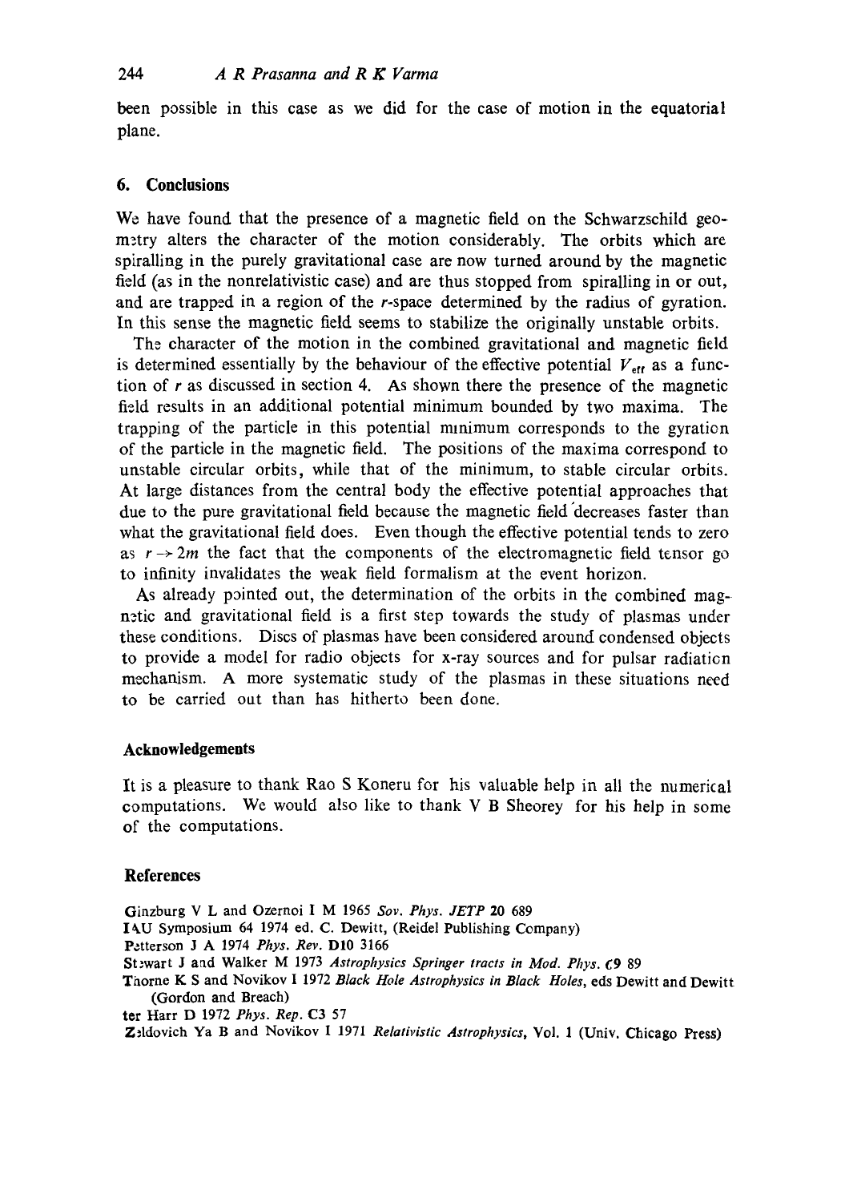been possible in this case as we did for the case of motion in the equatorial plane.

## 6. Conclusions

We have found that the presence of a magnetic field on the Schwarzschild geometry alters the character of the motion considerably. The orbits which are spiralling in the purely gravitational case are now turned around by the magnetic field (as in the nonrelativistic case) and are thus stopped from spiralling in or out, and are trapped in a region of the $r$-space determined by the radius of gyration. In this sense the magnetic field seems to stabilize the originally unstable orbits.

The character of the motion in the combined gravitational and magnetic field is determined essentially by the behaviour of the effective potential $V_{eff}$ as a function of $r$ as discussed in section 4. As shown there the presence of the magnetic field results in an additional potential minimum bounded by two maxima. The trapping of the particle in this potential minimum corresponds to the gyration of the particle in the magnetic field. The positions of the maxima correspond to unstable circular orbits, while that of the minimum, to stable circular orbits. At large distances from the central body the effective potential approaches that due to the pure gravitational field because the magnetic field decreases faster than what the gravitational field does. Even though the effective potential tends to zero as $r \rightarrow 2m$ the fact that the components of the electromagnetic field tensor go to infinity invalidates the weak field formalism at the event horizon.

As already pointed out, the determination of the orbits in the combined magnetic and gravitational field is a first step towards the study of plasmas under these conditions. Discs of plasmas have been considered around condensed objects to provide a model for radio objects for x-ray sources and for pulsar radiation mechanism. A more systematic study of the plasmas in these situations need to be carried out than has hitherto been done.

### Acknowledgements

It is a pleasure to thank Rao S Koneru for his valuable help in all the numerical computations. We would also like to thank V B Sheorey for his help in some of the computations.

### References

Ginzburg V L and Ozernoi I M 1965 *Sov. Phys. JETP* **20** 689

IAU Symposium 64 1974 ed. C. Dewitt, (Reidel Publishing Company)

Petterson J A 1974 *Phys. Rev.* **D10** 3166

Stewart J and Walker M 1973 *Astrophysics Springer tracts in Mod. Phys.* **69** 89

Thorne K S and Novikov I 1972 *Black Hole Astrophysics in Black Holes*, eds Dewitt and Dewitt (Gordon and Breach)

ter Harr D 1972 *Phys. Rep.* **C3** 57

Zeldovich Ya B and Novikov I 1971 *Relativistic Astrophysics*, Vol. 1 (Univ. Chicago Press)